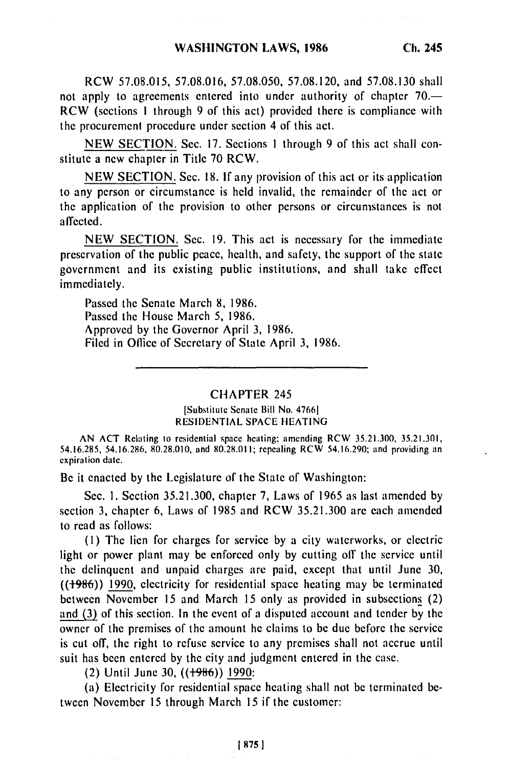RCW 57.08.015, 57.08.016, 57.08.050, 57.08.120, and 57.08.130 shall not apply to agreements entered into under authority of chapter 70.— RCW (sections 1 through 9 of this act) provided there is compliance with the procurement procedure under section 4 of this act.

NEW SECTION. Sec. 17. Sections 1 through 9 of this act shall constitute a new chapter in Title 70 RCW.

NEW SECTION. Sec. 18. If any provision of this act or its application to any person or circumstance is held invalid, the remainder of the act or the application of the provision to other persons or circumstances is not affected.

NEW SECTION. Sec. 19. This act is necessary for the immediate preservation of the public peace, health, and safety, the support of the state government and its existing public institutions, and shall take effect immediately.

Passed the Senate March 8, 1986.
Passed the House March 5, 1986.
Approved by the Governor April 3, 1986.
Filed in Office of Secretary of State April 3, 1986.

---

## CHAPTER 245

[Substitute Senate Bill No. 4766]

### RESIDENTIAL SPACE HEATING

AN ACT Relating to residential space heating; amending RCW 35.21.300, 35.21.301, 54.16.285, 54.16.286, 80.28.010, and 80.28.011; repealing RCW 54.16.290; and providing an expiration date.

Be it enacted by the Legislature of the State of Washington:

Sec. 1. Section 35.21.300, chapter 7, Laws of 1965 as last amended by section 3, chapter 6, Laws of 1985 and RCW 35.21.300 are each amended to read as follows:

(1) The lien for charges for service by a city waterworks, or electric light or power plant may be enforced only by cutting off the service until the delinquent and unpaid charges are paid, except that until June 30, ((~~1986~~)) 1990, electricity for residential space heating may be terminated between November 15 and March 15 only as provided in subsections (2) and (3) of this section. In the event of a disputed account and tender by the owner of the premises of the amount he claims to be due before the service is cut off, the right to refuse service to any premises shall not accrue until suit has been entered by the city and judgment entered in the case.

(2) Until June 30, ((~~1986~~)) 1990:

(a) Electricity for residential space heating shall not be terminated between November 15 through March 15 if the customer: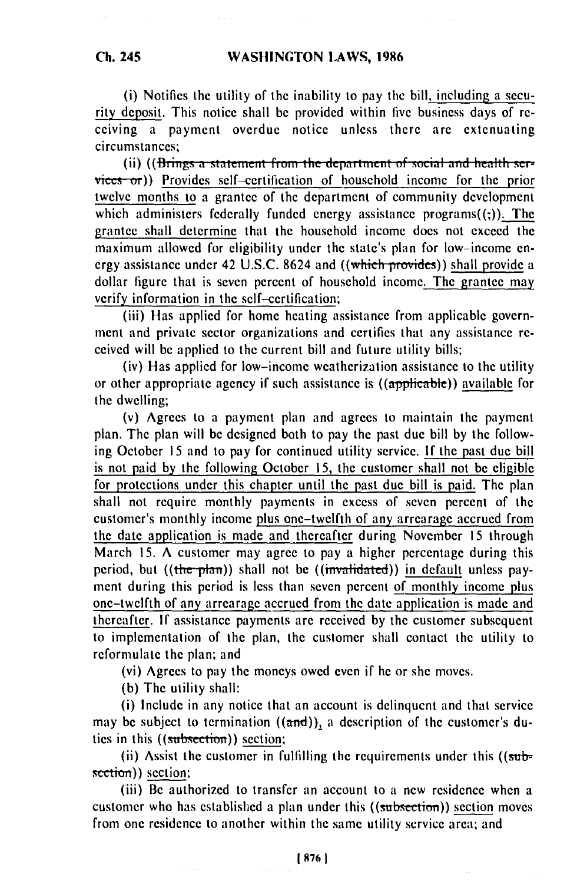(i) Notifies the utility of the inability to pay the bill, including a security deposit. This notice shall be provided within five business days of receiving a payment overdue notice unless there are extenuating circumstances;

(ii) ((~~Brings a statement from the department of social and health services or~~)) Provides self-certification of household income for the prior twelve months to a grantee of the department of community development which administers federally funded energy assistance programs((~~;~~)). The grantee shall determine that the household income does not exceed the maximum allowed for eligibility under the state's plan for low-income energy assistance under 42 U.S.C. 8624 and ((~~which provides~~)) shall provide a dollar figure that is seven percent of household income. The grantee may verify information in the self-certification;

(iii) Has applied for home heating assistance from applicable government and private sector organizations and certifies that any assistance received will be applied to the current bill and future utility bills;

(iv) Has applied for low-income weatherization assistance to the utility or other appropriate agency if such assistance is ((~~applicable~~)) available for the dwelling;

(v) Agrees to a payment plan and agrees to maintain the payment plan. The plan will be designed both to pay the past due bill by the following October 15 and to pay for continued utility service. If the past due bill is not paid by the following October 15, the customer shall not be eligible for protections under this chapter until the past due bill is paid. The plan shall not require monthly payments in excess of seven percent of the customer's monthly income plus one-twelfth of any arrearage accrued from the date application is made and thereafter during November 15 through March 15. A customer may agree to pay a higher percentage during this period, but ((~~the plan~~)) shall not be ((~~invalidated~~)) in default unless payment during this period is less than seven percent of monthly income plus one-twelfth of any arrearage accrued from the date application is made and thereafter. If assistance payments are received by the customer subsequent to implementation of the plan, the customer shall contact the utility to reformulate the plan; and

(vi) Agrees to pay the moneys owed even if he or she moves.

(b) The utility shall:

(i) Include in any notice that an account is delinquent and that service may be subject to termination ((~~and~~)), a description of the customer's duties in this ((~~subsection~~)) section;

(ii) Assist the customer in fulfilling the requirements under this ((~~subsection~~)) section;

(iii) Be authorized to transfer an account to a new residence when a customer who has established a plan under this ((~~subsection~~)) section moves from one residence to another within the same utility service area; and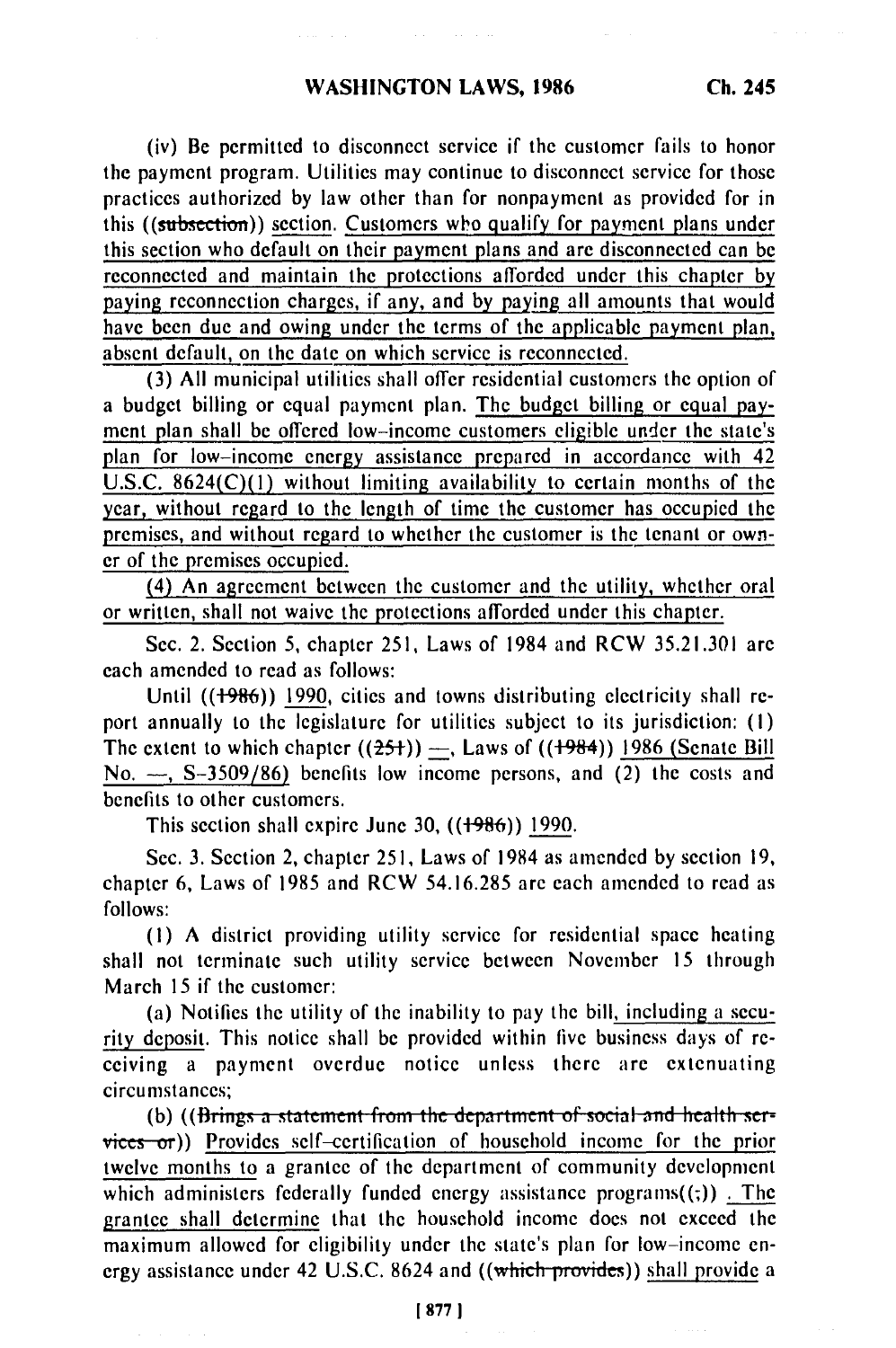(iv) Be permitted to disconnect service if the customer fails to honor the payment program. Utilities may continue to disconnect service for those practices authorized by law other than for nonpayment as provided for in this ((~~subsection~~)) section. Customers who qualify for payment plans under this section who default on their payment plans and are disconnected can be reconnected and maintain the protections afforded under this chapter by paying reconnection charges, if any, and by paying all amounts that would have been due and owing under the terms of the applicable payment plan, absent default, on the date on which service is reconnected.

(3) All municipal utilities shall offer residential customers the option of a budget billing or equal payment plan. The budget billing or equal payment plan shall be offered low-income customers eligible under the state's plan for low-income energy assistance prepared in accordance with 42 U.S.C. 8624(C)(1) without limiting availability to certain months of the year, without regard to the length of time the customer has occupied the premises, and without regard to whether the customer is the tenant or owner of the premises occupied.

(4) An agreement between the customer and the utility, whether oral or written, shall not waive the protections afforded under this chapter.

Sec. 2. Section 5, chapter 251, Laws of 1984 and RCW 35.21.301 are each amended to read as follows:

Until ((~~1986~~)) 1990, cities and towns distributing electricity shall report annually to the legislature for utilities subject to its jurisdiction: (1) The extent to which chapter ((~~251~~)) —, Laws of ((~~1984~~)) 1986 (Senate Bill No. —, S-3509/86) benefits low income persons, and (2) the costs and benefits to other customers.

This section shall expire June 30, ((~~1986~~)) 1990.

Sec. 3. Section 2, chapter 251, Laws of 1984 as amended by section 19, chapter 6, Laws of 1985 and RCW 54.16.285 are each amended to read as follows:

(1) A district providing utility service for residential space heating shall not terminate such utility service between November 15 through March 15 if the customer:

(a) Notifies the utility of the inability to pay the bill, including a security deposit. This notice shall be provided within five business days of receiving a payment overdue notice unless there are extenuating circumstances;

(b) ((~~Brings a statement from the department of social and health services or~~)) Provides self-certification of household income for the prior twelve months to a grantee of the department of community development which administers federally funded energy assistance programs((~~;~~)) . The grantee shall determine that the household income does not exceed the maximum allowed for eligibility under the state's plan for low-income energy assistance under 42 U.S.C. 8624 and ((~~which provides~~)) shall provide a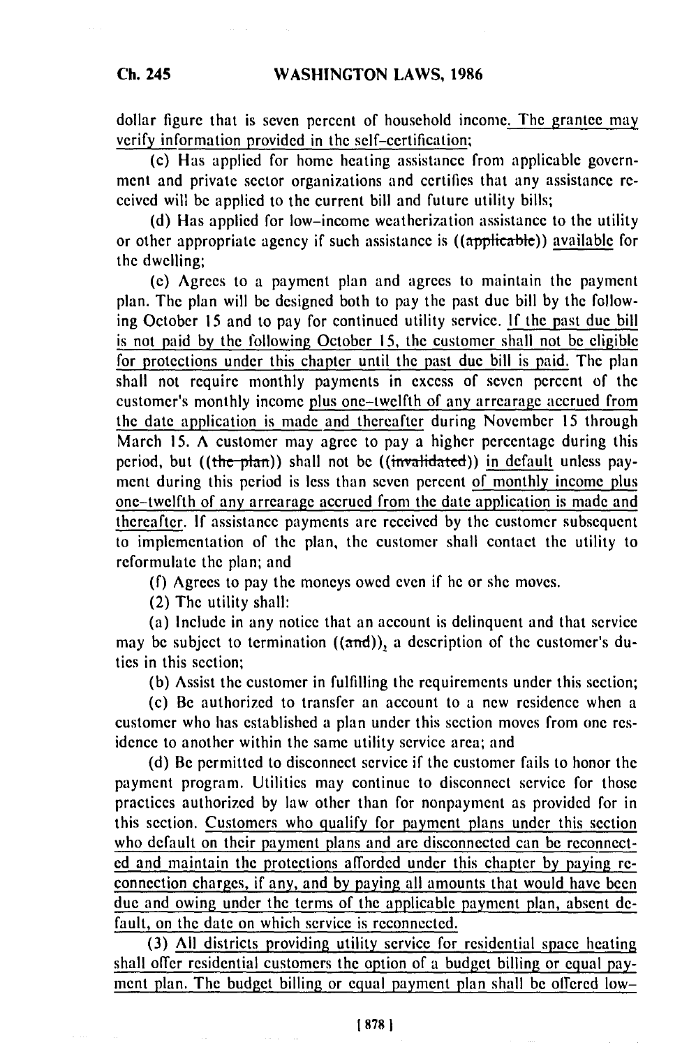dollar figure that is seven percent of household income. The grantee may verify information provided in the self-certification;

(c) Has applied for home heating assistance from applicable government and private sector organizations and certifies that any assistance received will be applied to the current bill and future utility bills;

(d) Has applied for low-income weatherization assistance to the utility or other appropriate agency if such assistance is ((~~applicable~~)) available for the dwelling;

(e) Agrees to a payment plan and agrees to maintain the payment plan. The plan will be designed both to pay the past due bill by the following October 15 and to pay for continued utility service. If the past due bill is not paid by the following October 15, the customer shall not be eligible for protections under this chapter until the past due bill is paid. The plan shall not require monthly payments in excess of seven percent of the customer's monthly income plus one-twelfth of any arrearage accrued from the date application is made and thereafter during November 15 through March 15. A customer may agree to pay a higher percentage during this period, but ((~~the plan~~)) shall not be ((~~invalidated~~)) in default unless payment during this period is less than seven percent of monthly income plus one-twelfth of any arrearage accrued from the date application is made and thereafter. If assistance payments are received by the customer subsequent to implementation of the plan, the customer shall contact the utility to reformulate the plan; and

(f) Agrees to pay the moneys owed even if he or she moves.

(2) The utility shall:

(a) Include in any notice that an account is delinquent and that service may be subject to termination ((~~and~~)), a description of the customer's duties in this section;

(b) Assist the customer in fulfilling the requirements under this section;

(c) Be authorized to transfer an account to a new residence when a customer who has established a plan under this section moves from one residence to another within the same utility service area; and

(d) Be permitted to disconnect service if the customer fails to honor the payment program. Utilities may continue to disconnect service for those practices authorized by law other than for nonpayment as provided for in this section. Customers who qualify for payment plans under this section who default on their payment plans and are disconnected can be reconnected and maintain the protections afforded under this chapter by paying reconnection charges, if any, and by paying all amounts that would have been due and owing under the terms of the applicable payment plan, absent default, on the date on which service is reconnected.

(3) All districts providing utility service for residential space heating shall offer residential customers the option of a budget billing or equal payment plan. The budget billing or equal payment plan shall be offered low-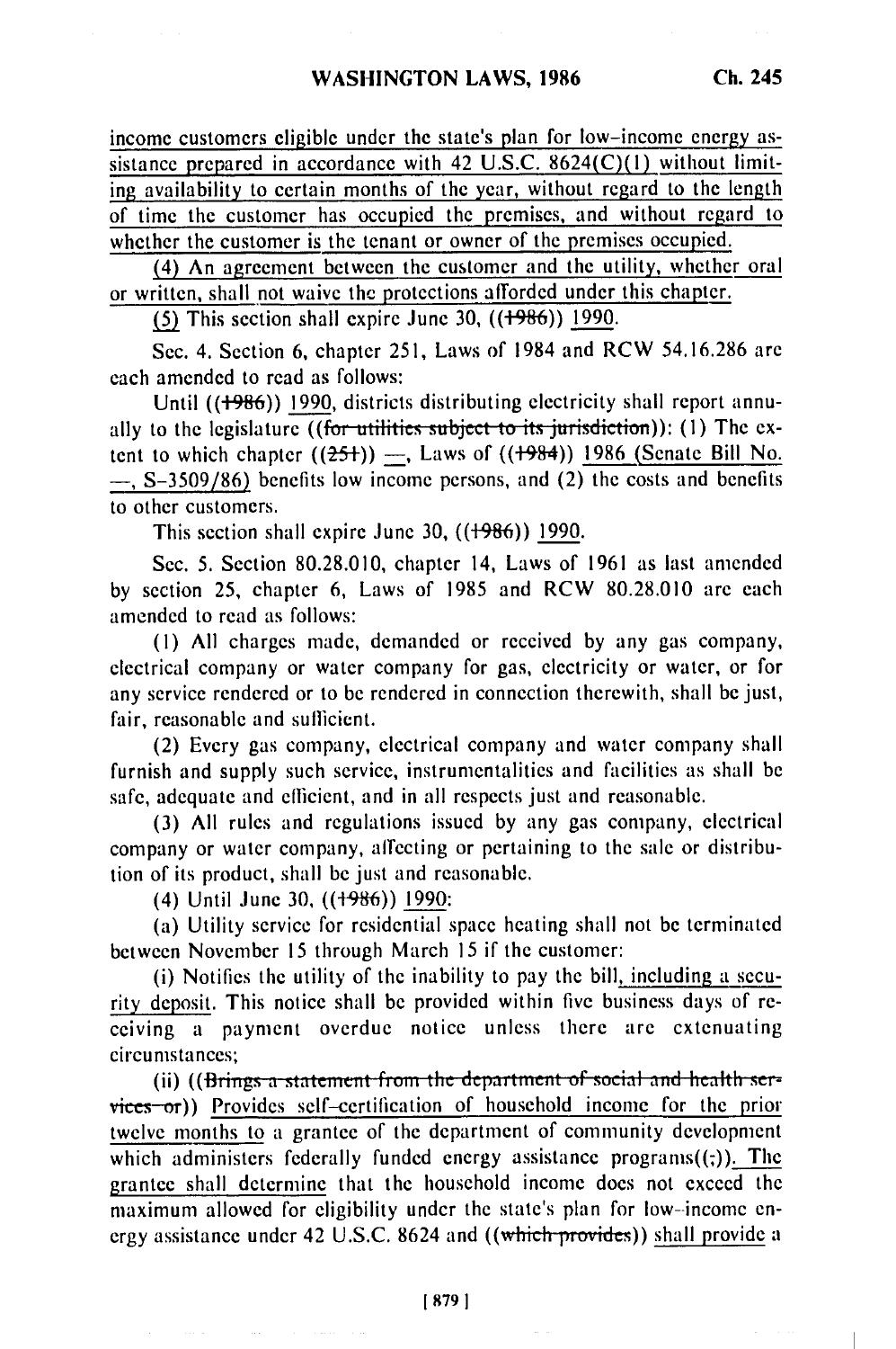income customers eligible under the state's plan for low-income energy assistance prepared in accordance with 42 U.S.C. 8624(C)(1) without limiting availability to certain months of the year, without regard to the length of time the customer has occupied the premises, and without regard to whether the customer is the tenant or owner of the premises occupied.

(4) An agreement between the customer and the utility, whether oral or written, shall not waive the protections afforded under this chapter.

(5) This section shall expire June 30, ((1986)) 1990.

Sec. 4. Section 6, chapter 251, Laws of 1984 and RCW 54.16.286 are each amended to read as follows:

Until ((1986)) 1990, districts distributing electricity shall report annually to the legislature ((for utilities subject to its jurisdiction)): (1) The extent to which chapter ((251)) —, Laws of ((1984)) 1986 (Senate Bill No. —, S-3509/86) benefits low income persons, and (2) the costs and benefits to other customers.

This section shall expire June 30, ((1986)) 1990.

Sec. 5. Section 80.28.010, chapter 14, Laws of 1961 as last amended by section 25, chapter 6, Laws of 1985 and RCW 80.28.010 are each amended to read as follows:

(1) All charges made, demanded or received by any gas company, electrical company or water company for gas, electricity or water, or for any service rendered or to be rendered in connection therewith, shall be just, fair, reasonable and sufficient.

(2) Every gas company, electrical company and water company shall furnish and supply such service, instrumentalities and facilities as shall be safe, adequate and efficient, and in all respects just and reasonable.

(3) All rules and regulations issued by any gas company, electrical company or water company, affecting or pertaining to the sale or distribution of its product, shall be just and reasonable.

(4) Until June 30, ((1986)) 1990:

(a) Utility service for residential space heating shall not be terminated between November 15 through March 15 if the customer:

(i) Notifies the utility of the inability to pay the bill, including a security deposit. This notice shall be provided within five business days of receiving a payment overdue notice unless there are extenuating circumstances;

(ii) ((Brings a statement from the department of social and health services or)) Provides self-certification of household income for the prior twelve months to a grantee of the department of community development which administers federally funded energy assistance programs((;)). The grantee shall determine that the household income does not exceed the maximum allowed for eligibility under the state's plan for low-income energy assistance under 42 U.S.C. 8624 and ((which provides)) shall provide a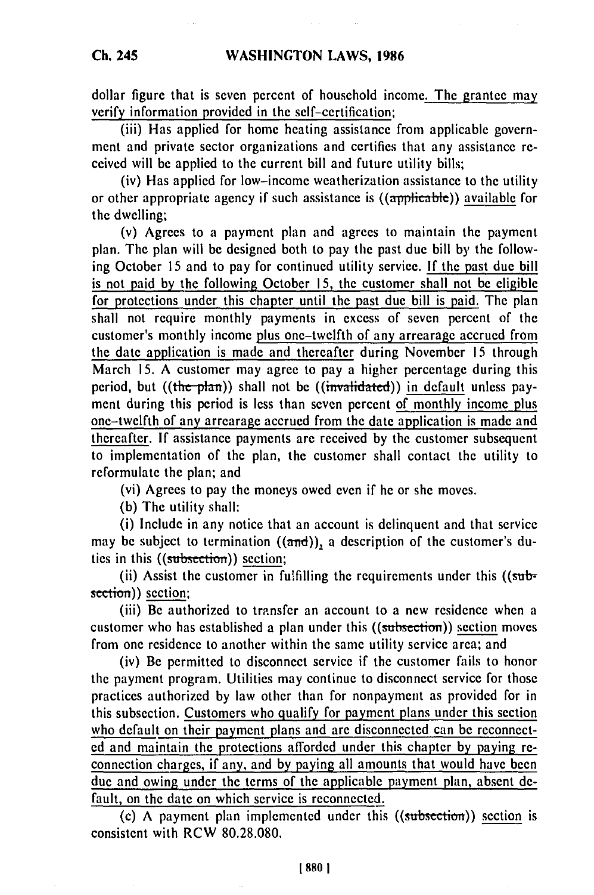dollar figure that is seven percent of household income. The grantee may verify information provided in the self-certification;

(iii) Has applied for home heating assistance from applicable government and private sector organizations and certifies that any assistance received will be applied to the current bill and future utility bills;

(iv) Has applied for low-income weatherization assistance to the utility or other appropriate agency if such assistance is ((applicable)) available for the dwelling;

(v) Agrees to a payment plan and agrees to maintain the payment plan. The plan will be designed both to pay the past due bill by the following October 15 and to pay for continued utility service. If the past due bill is not paid by the following October 15, the customer shall not be eligible for protections under this chapter until the past due bill is paid. The plan shall not require monthly payments in excess of seven percent of the customer's monthly income plus one-twelfth of any arrearage accrued from the date application is made and thereafter during November 15 through March 15. A customer may agree to pay a higher percentage during this period, but ((the plan)) shall not be ((invalidated)) in default unless payment during this period is less than seven percent of monthly income plus one-twelfth of any arrearage accrued from the date application is made and thereafter. If assistance payments are received by the customer subsequent to implementation of the plan, the customer shall contact the utility to reformulate the plan; and

(vi) Agrees to pay the moneys owed even if he or she moves.

(b) The utility shall:

(i) Include in any notice that an account is delinquent and that service may be subject to termination ((and)), a description of the customer's duties in this ((subsection)) section;

(ii) Assist the customer in fulfilling the requirements under this ((subsection)) section;

(iii) Be authorized to transfer an account to a new residence when a customer who has established a plan under this ((subsection)) section moves from one residence to another within the same utility service area; and

(iv) Be permitted to disconnect service if the customer fails to honor the payment program. Utilities may continue to disconnect service for those practices authorized by law other than for nonpayment as provided for in this subsection. Customers who qualify for payment plans under this section who default on their payment plans and are disconnected can be reconnected and maintain the protections afforded under this chapter by paying reconnection charges, if any, and by paying all amounts that would have been due and owing under the terms of the applicable payment plan, absent default, on the date on which service is reconnected.

(c) A payment plan implemented under this ((subsection)) section is consistent with RCW 80.28.080.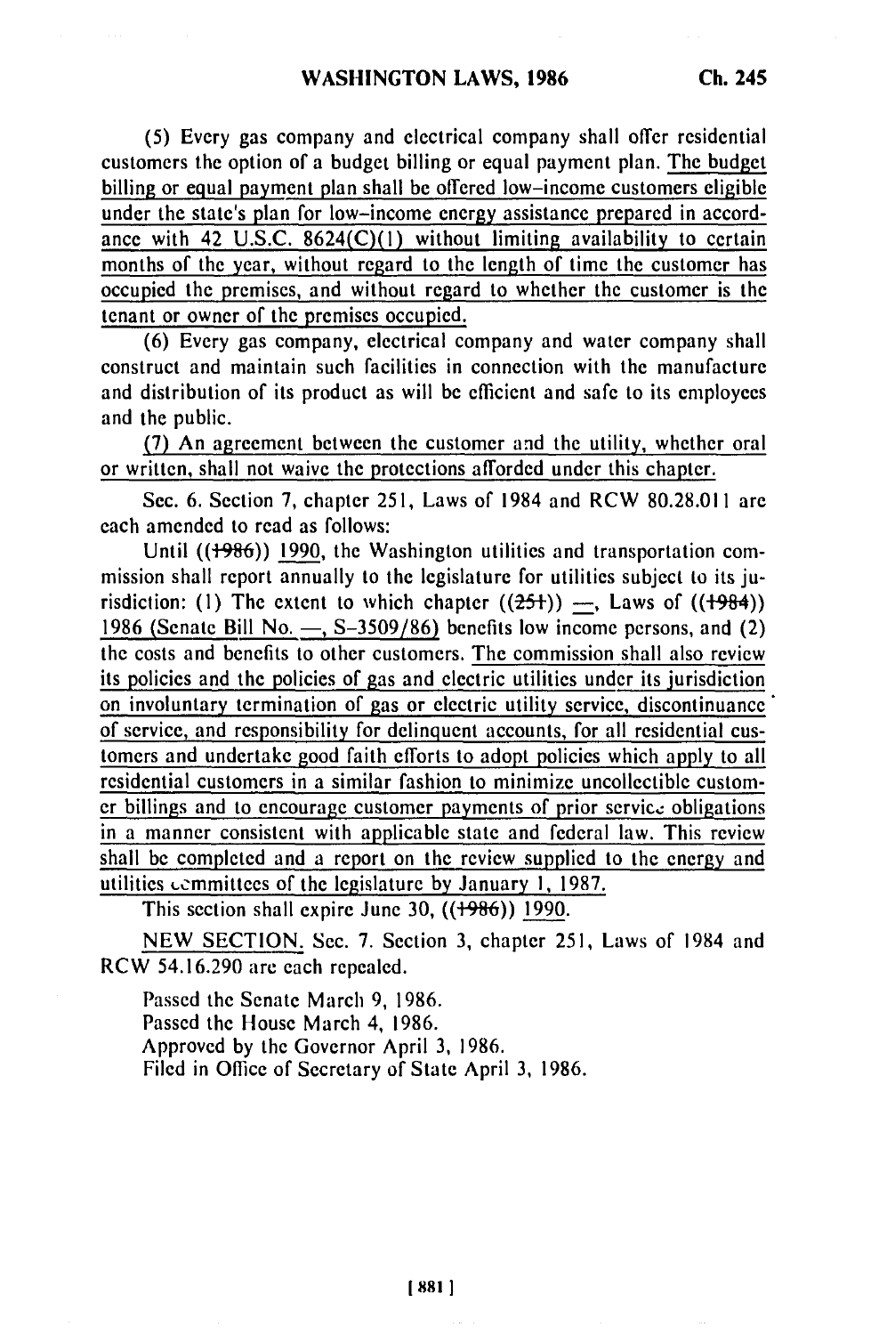(5) Every gas company and electrical company shall offer residential customers the option of a budget billing or equal payment plan. The budget billing or equal payment plan shall be offered low-income customers eligible under the state's plan for low-income energy assistance prepared in accordance with 42 U.S.C. 8624(C)(1) without limiting availability to certain months of the year, without regard to the length of time the customer has occupied the premises, and without regard to whether the customer is the tenant or owner of the premises occupied.

(6) Every gas company, electrical company and water company shall construct and maintain such facilities in connection with the manufacture and distribution of its product as will be efficient and safe to its employees and the public.

(7) An agreement between the customer and the utility, whether oral or written, shall not waive the protections afforded under this chapter.

Sec. 6. Section 7, chapter 251, Laws of 1984 and RCW 80.28.011 are each amended to read as follows:

Until ((~~1986~~)) 1990, the Washington utilities and transportation commission shall report annually to the legislature for utilities subject to its jurisdiction: (1) The extent to which chapter ((~~251~~)) —, Laws of ((~~1984~~)) 1986 (Senate Bill No. —, S-3509/86) benefits low income persons, and (2) the costs and benefits to other customers. The commission shall also review its policies and the policies of gas and electric utilities under its jurisdiction on involuntary termination of gas or electric utility service, discontinuance of service, and responsibility for delinquent accounts, for all residential customers and undertake good faith efforts to adopt policies which apply to all residential customers in a similar fashion to minimize uncollectible customer billings and to encourage customer payments of prior service obligations in a manner consistent with applicable state and federal law. This review shall be completed and a report on the review supplied to the energy and utilities committees of the legislature by January 1, 1987.

This section shall expire June 30, ((~~1986~~)) 1990.

NEW SECTION. Sec. 7. Section 3, chapter 251, Laws of 1984 and RCW 54.16.290 are each repealed.

Passed the Senate March 9, 1986.
Passed the House March 4, 1986.
Approved by the Governor April 3, 1986.
Filed in Office of Secretary of State April 3, 1986.